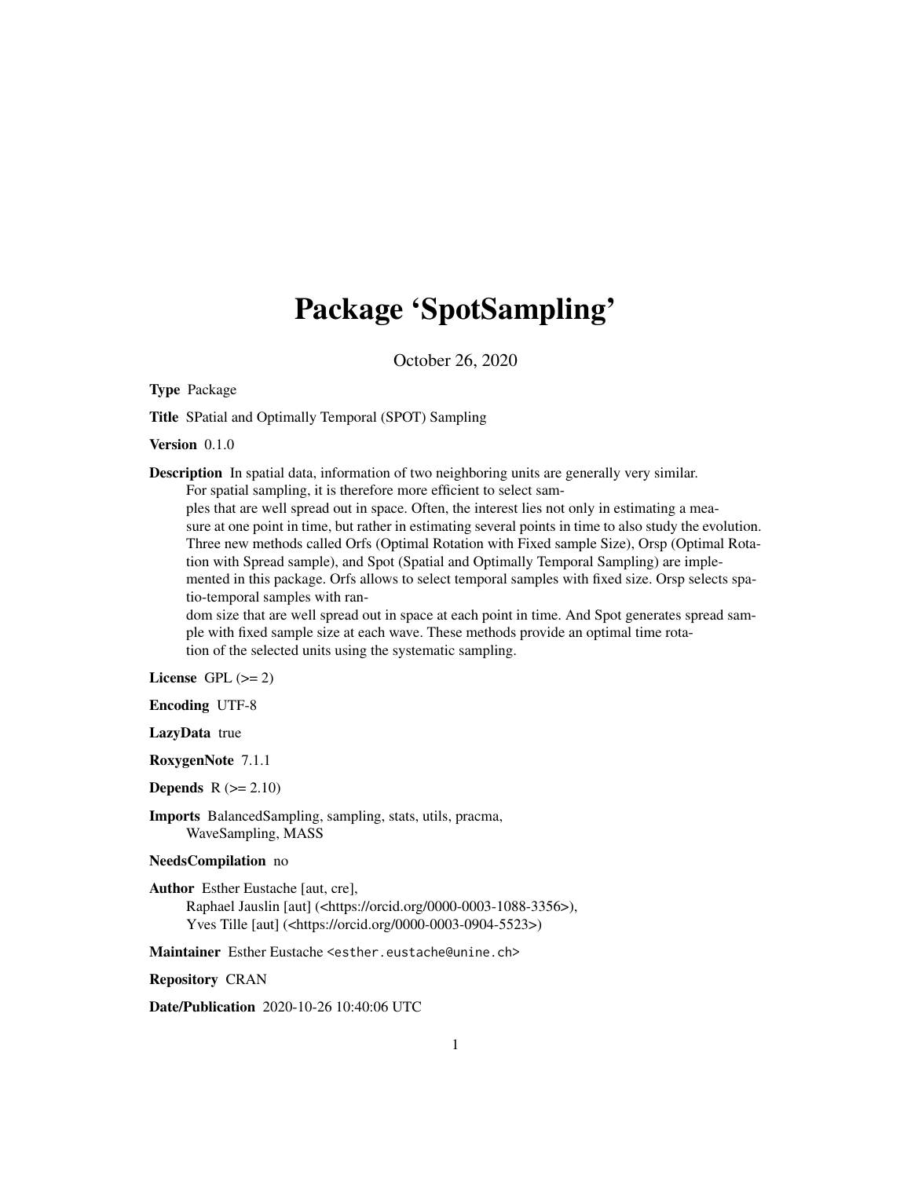# Package 'SpotSampling'

October 26, 2020

**Type** Package

**Title** SPatial and Optimally Temporal (SPOT) Sampling

**Version** 0.1.0

**Description** In spatial data, information of two neighboring units are generally very similar. For spatial sampling, it is therefore more efficient to select samples that are well spread out in space. Often, the interest lies not only in estimating a measure at one point in time, but rather in estimating several points in time to also study the evolution. Three new methods called Orfs (Optimal Rotation with Fixed sample Size), Orsp (Optimal Rotation with Spread sample), and Spot (Spatial and Optimally Temporal Sampling) are implemented in this package. Orfs allows to select temporal samples with fixed size. Orsp selects spatio-temporal samples with random size that are well spread out in space at each point in time. And Spot generates spread sample with fixed sample size at each wave. These methods provide an optimal time rotation of the selected units using the systematic sampling.

**License** GPL (>= 2)

**Encoding** UTF-8

**LazyData** true

**RoxygenNote** 7.1.1

**Depends** R (>= 2.10)

**Imports** BalancedSampling, sampling, stats, utils, pracma, WaveSampling, MASS

**NeedsCompilation** no

**Author** Esther Eustache [aut, cre], Raphael Jauslin [aut] (<https://orcid.org/0000-0003-1088-3356>), Yves Tille [aut] (<https://orcid.org/0000-0003-0904-5523>)

**Maintainer** Esther Eustache <esther.eustache@unine.ch>

**Repository** CRAN

**Date/Publication** 2020-10-26 10:40:06 UTC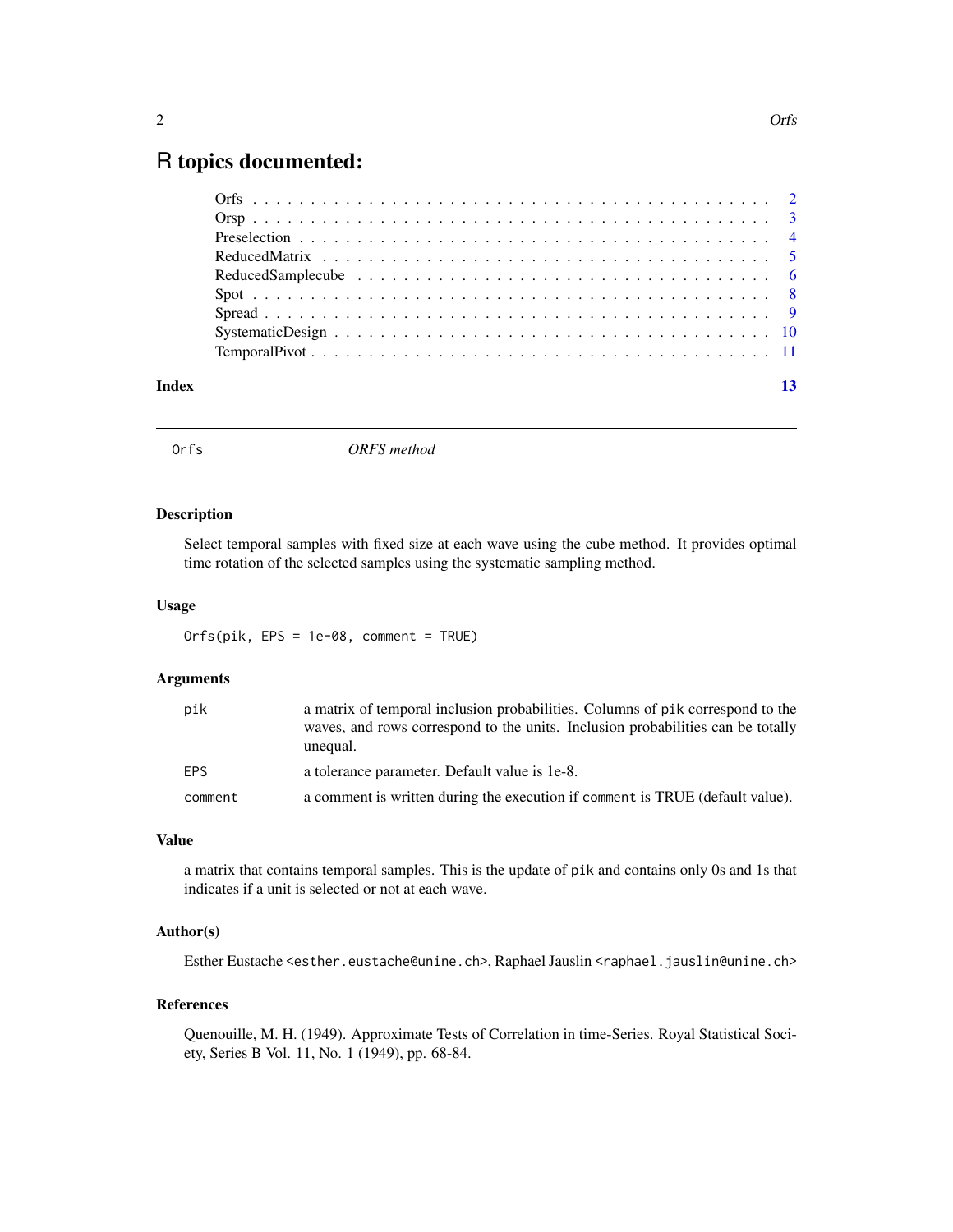# R topics documented:

- Orfs . . . . . . . . . . . . . . . . . . . . . . . . . . . . . . . . . . . . . . . . . . 2
- Orsp . . . . . . . . . . . . . . . . . . . . . . . . . . . . . . . . . . . . . . . . . . 3
- Preselection . . . . . . . . . . . . . . . . . . . . . . . . . . . . . . . . . . . . . 4
- ReducedMatrix . . . . . . . . . . . . . . . . . . . . . . . . . . . . . . . . . . . 5
- ReducedSamplecube . . . . . . . . . . . . . . . . . . . . . . . . . . . . . . . 6
- Spot . . . . . . . . . . . . . . . . . . . . . . . . . . . . . . . . . . . . . . . . . . 8
- Spread . . . . . . . . . . . . . . . . . . . . . . . . . . . . . . . . . . . . . . . . 9
- SystematicDesign . . . . . . . . . . . . . . . . . . . . . . . . . . . . . . . . . 10
- TemporalPivot . . . . . . . . . . . . . . . . . . . . . . . . . . . . . . . . . . . 11

**Index** 13

---

## Orfs *ORFS method*

---

### Description

Select temporal samples with fixed size at each wave using the cube method. It provides optimal time rotation of the selected samples using the systematic sampling method.

### Usage

```
Orfs(pik, EPS = 1e-08, comment = TRUE)
```

### Arguments

| | |
|---|---|
| `pik` | a matrix of temporal inclusion probabilities. Columns of `pik` correspond to the waves, and rows correspond to the units. Inclusion probabilities can be totally unequal. |
| `EPS` | a tolerance parameter. Default value is 1e-8. |
| `comment` | a comment is written during the execution if `comment` is TRUE (default value). |

### Value

a matrix that contains temporal samples. This is the update of `pik` and contains only 0s and 1s that indicates if a unit is selected or not at each wave.

### Author(s)

Esther Eustache <esther.eustache@unine.ch>, Raphael Jauslin <raphael.jauslin@unine.ch>

### References

Quenouille, M. H. (1949). Approximate Tests of Correlation in time-Series. Royal Statistical Society, Series B Vol. 11, No. 1 (1949), pp. 68-84.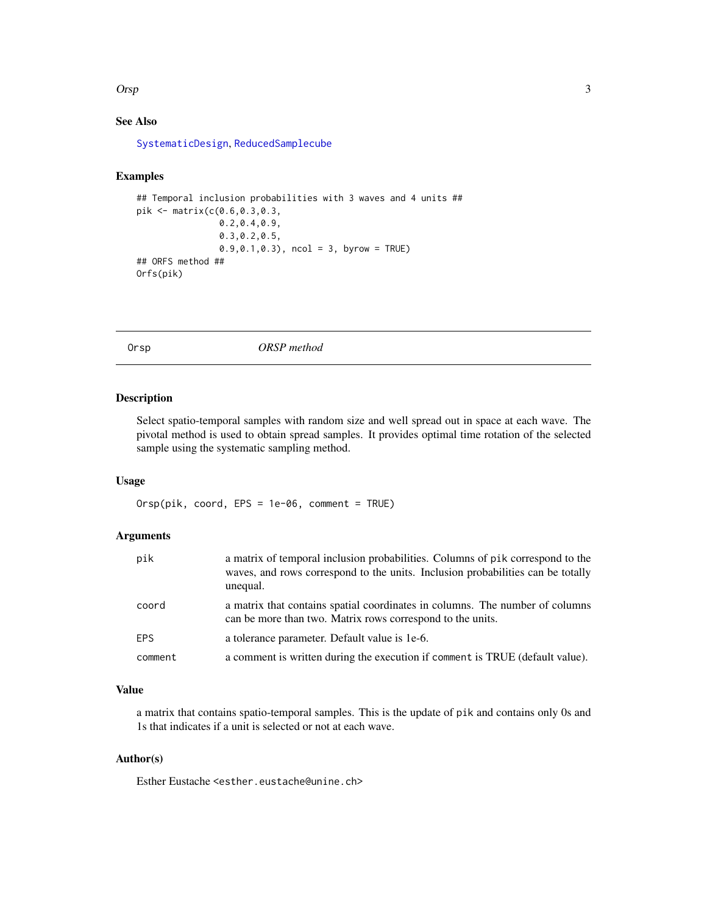### See Also

SystematicDesign, ReducedSamplecube

### Examples

```
## Temporal inclusion probabilities with 3 waves and 4 units ##
pik <- matrix(c(0.6,0.3,0.3,
                0.2,0.4,0.9,
                0.3,0.2,0.5,
                0.9,0.1,0.3), ncol = 3, byrow = TRUE)
## ORFS method ##
Orfs(pik)
```

---

## Orsp — *ORSP method*

### Description

Select spatio-temporal samples with random size and well spread out in space at each wave. The pivotal method is used to obtain spread samples. It provides optimal time rotation of the selected sample using the systematic sampling method.

### Usage

```
Orsp(pik, coord, EPS = 1e-06, comment = TRUE)
```

### Arguments

| | |
|---|---|
| `pik` | a matrix of temporal inclusion probabilities. Columns of `pik` correspond to the waves, and rows correspond to the units. Inclusion probabilities can be totally unequal. |
| `coord` | a matrix that contains spatial coordinates in columns. The number of columns can be more than two. Matrix rows correspond to the units. |
| `EPS` | a tolerance parameter. Default value is 1e-6. |
| `comment` | a comment is written during the execution if `comment` is TRUE (default value). |

### Value

a matrix that contains spatio-temporal samples. This is the update of `pik` and contains only 0s and 1s that indicates if a unit is selected or not at each wave.

### Author(s)

Esther Eustache <esther.eustache@unine.ch>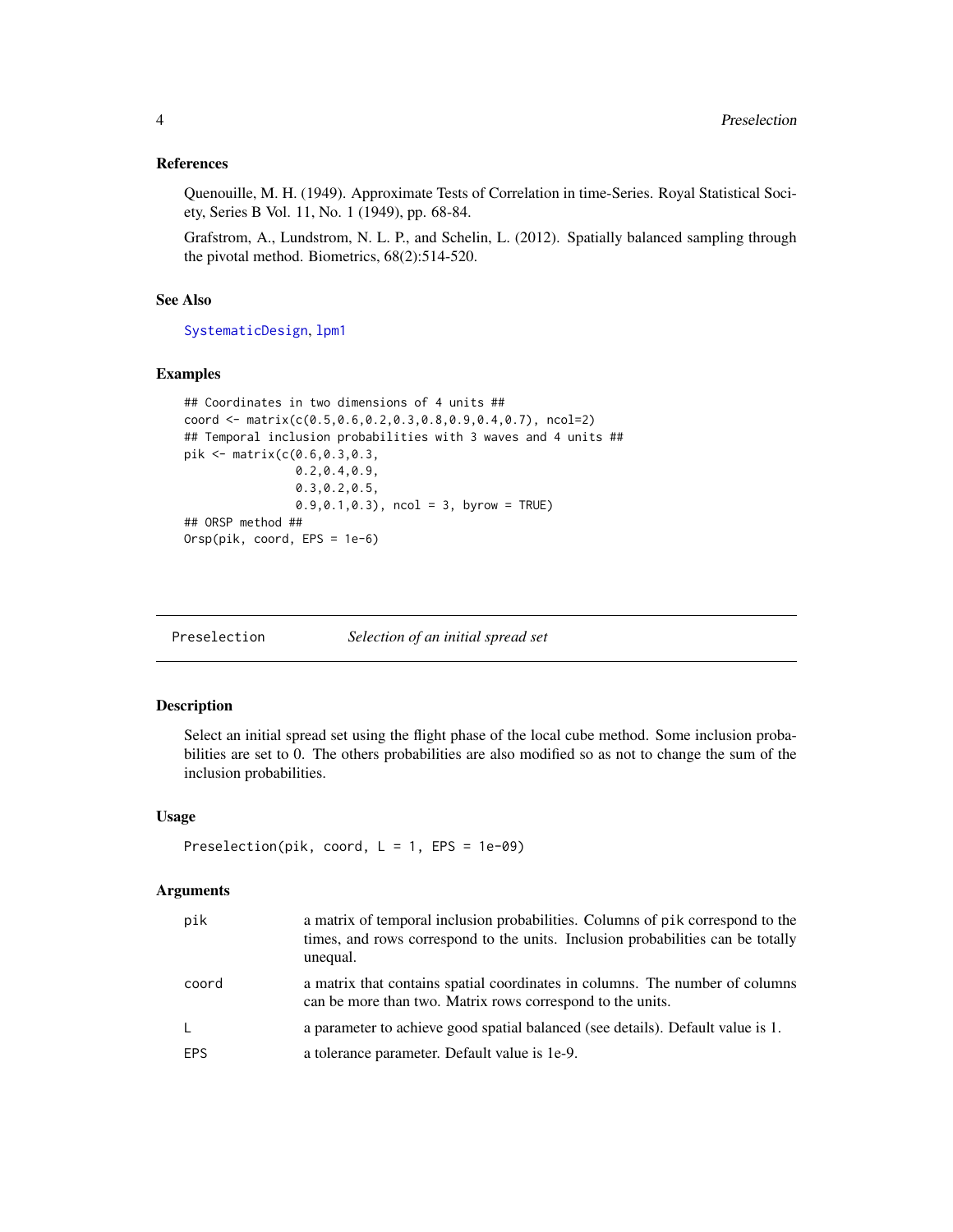### References

Quenouille, M. H. (1949). Approximate Tests of Correlation in time-Series. Royal Statistical Society, Series B Vol. 11, No. 1 (1949), pp. 68-84.

Grafstrom, A., Lundstrom, N. L. P., and Schelin, L. (2012). Spatially balanced sampling through the pivotal method. Biometrics, 68(2):514-520.

### See Also

SystematicDesign, lpm1

### Examples

```
## Coordinates in two dimensions of 4 units ##
coord <- matrix(c(0.5,0.6,0.2,0.3,0.8,0.9,0.4,0.7), ncol=2)
## Temporal inclusion probabilities with 3 waves and 4 units ##
pik <- matrix(c(0.6,0.3,0.3,
                0.2,0.4,0.9,
                0.3,0.2,0.5,
                0.9,0.1,0.3), ncol = 3, byrow = TRUE)
## ORSP method ##
Orsp(pik, coord, EPS = 1e-6)
```

---

## Preselection — *Selection of an initial spread set*

### Description

Select an initial spread set using the flight phase of the local cube method. Some inclusion probabilities are set to 0. The others probabilities are also modified so as not to change the sum of the inclusion probabilities.

### Usage

```
Preselection(pik, coord, L = 1, EPS = 1e-09)
```

### Arguments

| | |
|---|---|
| pik | a matrix of temporal inclusion probabilities. Columns of pik correspond to the times, and rows correspond to the units. Inclusion probabilities can be totally unequal. |
| coord | a matrix that contains spatial coordinates in columns. The number of columns can be more than two. Matrix rows correspond to the units. |
| L | a parameter to achieve good spatial balanced (see details). Default value is 1. |
| EPS | a tolerance parameter. Default value is 1e-9. |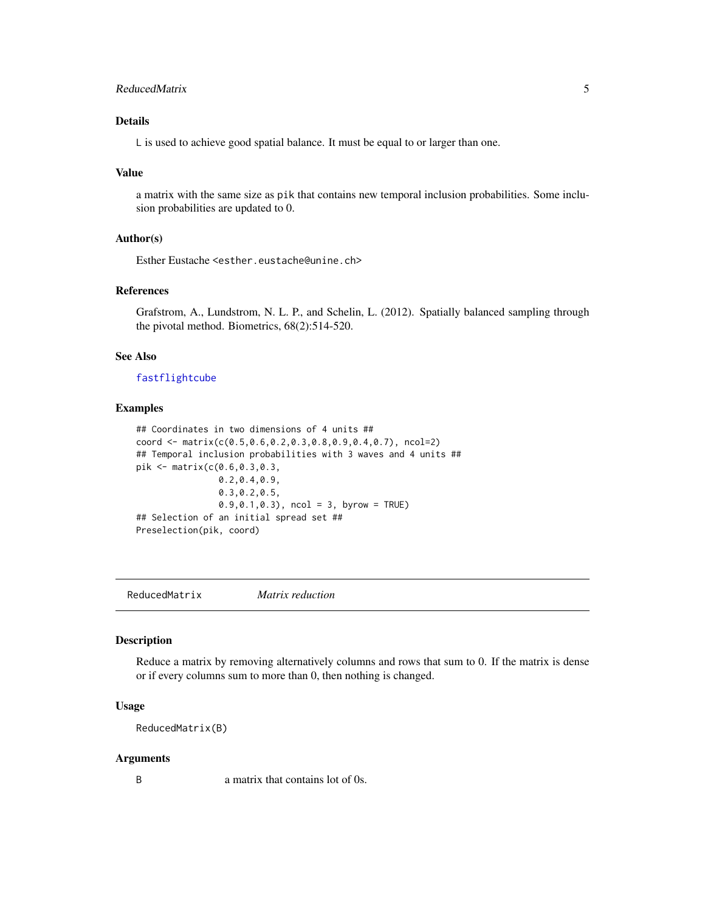### Details

`L` is used to achieve good spatial balance. It must be equal to or larger than one.

### Value

a matrix with the same size as `pik` that contains new temporal inclusion probabilities. Some inclusion probabilities are updated to 0.

### Author(s)

Esther Eustache <esther.eustache@unine.ch>

### References

Grafstrom, A., Lundstrom, N. L. P., and Schelin, L. (2012). Spatially balanced sampling through the pivotal method. Biometrics, 68(2):514-520.

### See Also

fastflightcube

### Examples

```
## Coordinates in two dimensions of 4 units ##
coord <- matrix(c(0.5,0.6,0.2,0.3,0.8,0.9,0.4,0.7), ncol=2)
## Temporal inclusion probabilities with 3 waves and 4 units ##
pik <- matrix(c(0.6,0.3,0.3,
                0.2,0.4,0.9,
                0.3,0.2,0.5,
                0.9,0.1,0.3), ncol = 3, byrow = TRUE)
## Selection of an initial spread set ##
Preselection(pik, coord)
```

---

## ReducedMatrix *Matrix reduction*

### Description

Reduce a matrix by removing alternatively columns and rows that sum to 0. If the matrix is dense or if every columns sum to more than 0, then nothing is changed.

### Usage

```
ReducedMatrix(B)
```

### Arguments

| | |
|---|---|
| B | a matrix that contains lot of 0s. |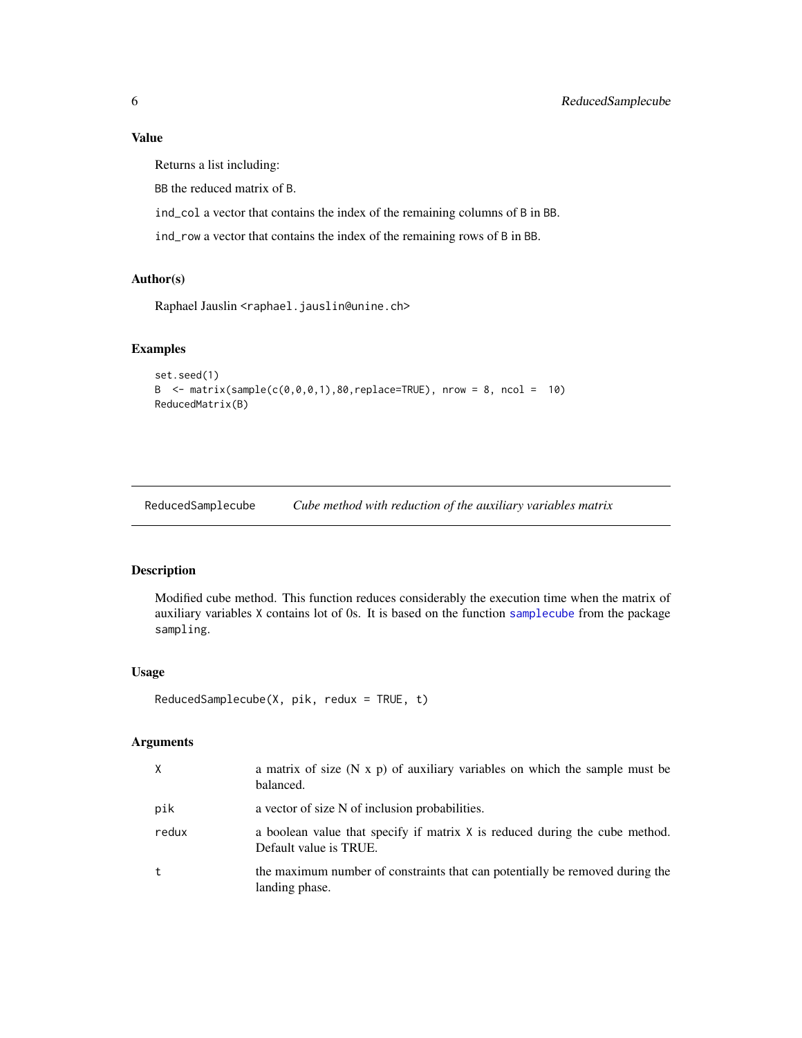### Value

Returns a list including:

BB the reduced matrix of B.

ind_col a vector that contains the index of the remaining columns of B in BB.

ind_row a vector that contains the index of the remaining rows of B in BB.

### Author(s)

Raphael Jauslin <raphael.jauslin@unine.ch>

### Examples

```
set.seed(1)
B  <- matrix(sample(c(0,0,0,1),80,replace=TRUE), nrow = 8, ncol =  10)
ReducedMatrix(B)
```

---

## ReducedSamplecube    *Cube method with reduction of the auxiliary variables matrix*

---

### Description

Modified cube method. This function reduces considerably the execution time when the matrix of auxiliary variables X contains lot of 0s. It is based on the function samplecube from the package sampling.

### Usage

```
ReducedSamplecube(X, pik, redux = TRUE, t)
```

### Arguments

| | |
|---|---|
| X | a matrix of size (N x p) of auxiliary variables on which the sample must be balanced. |
| pik | a vector of size N of inclusion probabilities. |
| redux | a boolean value that specify if matrix X is reduced during the cube method. Default value is TRUE. |
| t | the maximum number of constraints that can potentially be removed during the landing phase. |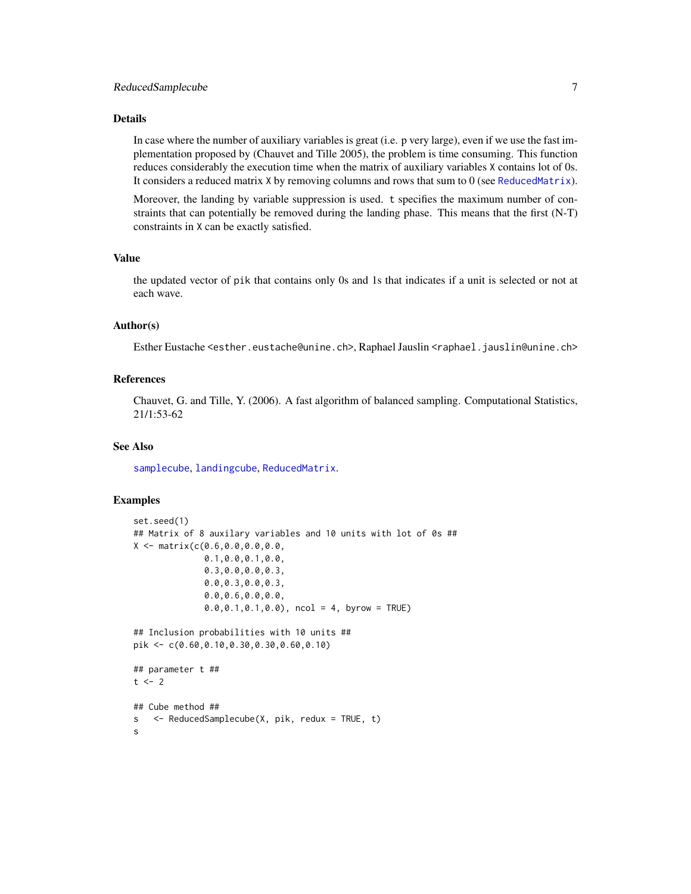### Details

In case where the number of auxiliary variables is great (i.e. p very large), even if we use the fast implementation proposed by (Chauvet and Tille 2005), the problem is time consuming. This function reduces considerably the execution time when the matrix of auxiliary variables `X` contains lot of 0s. It considers a reduced matrix `X` by removing columns and rows that sum to 0 (see `ReducedMatrix`).

Moreover, the landing by variable suppression is used. `t` specifies the maximum number of constraints that can potentially be removed during the landing phase. This means that the first (N-T) constraints in `X` can be exactly satisfied.

### Value

the updated vector of `pik` that contains only 0s and 1s that indicates if a unit is selected or not at each wave.

### Author(s)

Esther Eustache <esther.eustache@unine.ch>, Raphael Jauslin <raphael.jauslin@unine.ch>

### References

Chauvet, G. and Tille, Y. (2006). A fast algorithm of balanced sampling. Computational Statistics, 21/1:53-62

### See Also

`samplecube`, `landingcube`, `ReducedMatrix`.

### Examples

```
set.seed(1)
## Matrix of 8 auxilary variables and 10 units with lot of 0s ##
X <- matrix(c(0.6,0.0,0.0,0.0,
              0.1,0.0,0.1,0.0,
              0.3,0.0,0.0,0.3,
              0.0,0.3,0.0,0.3,
              0.0,0.6,0.0,0.0,
              0.0,0.1,0.1,0.0), ncol = 4, byrow = TRUE)

## Inclusion probabilities with 10 units ##
pik <- c(0.60,0.10,0.30,0.30,0.60,0.10)

## parameter t ##
t <- 2

## Cube method ##
s   <- ReducedSamplecube(X, pik, redux = TRUE, t)
s
```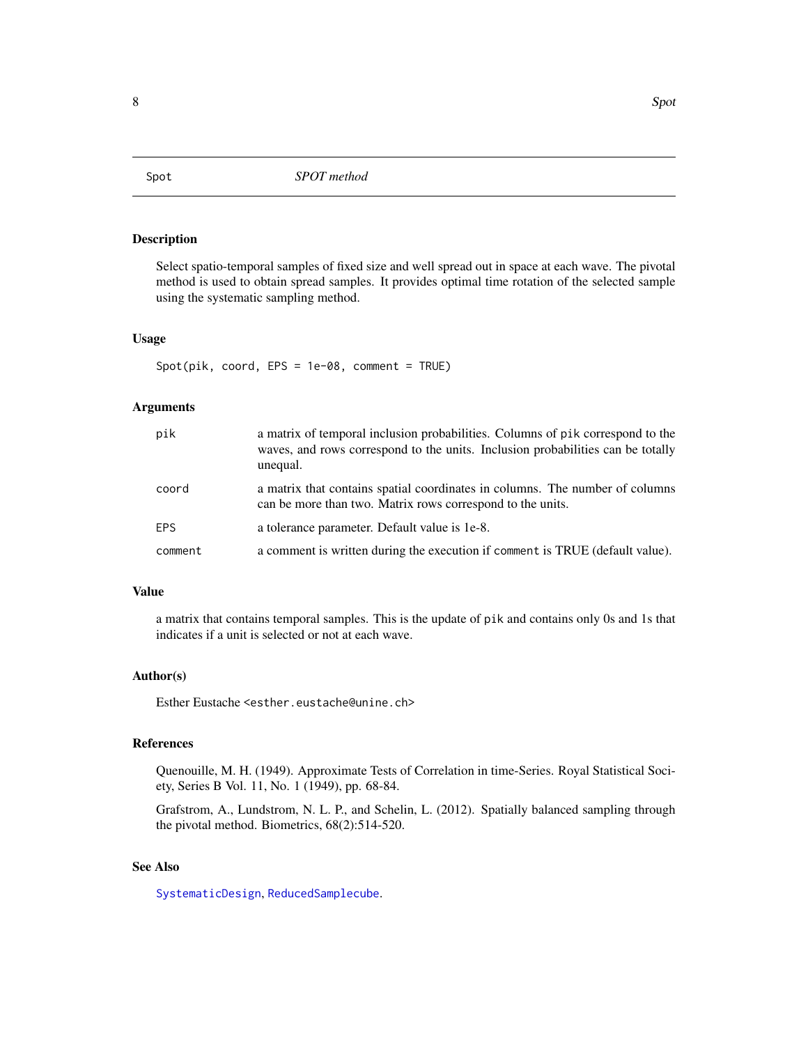# Spot — *SPOT method*

## Description

Select spatio-temporal samples of fixed size and well spread out in space at each wave. The pivotal method is used to obtain spread samples. It provides optimal time rotation of the selected sample using the systematic sampling method.

## Usage

```
Spot(pik, coord, EPS = 1e-08, comment = TRUE)
```

## Arguments

| | |
|---|---|
| `pik` | a matrix of temporal inclusion probabilities. Columns of `pik` correspond to the waves, and rows correspond to the units. Inclusion probabilities can be totally unequal. |
| `coord` | a matrix that contains spatial coordinates in columns. The number of columns can be more than two. Matrix rows correspond to the units. |
| `EPS` | a tolerance parameter. Default value is 1e-8. |
| `comment` | a comment is written during the execution if `comment` is TRUE (default value). |

## Value

a matrix that contains temporal samples. This is the update of `pik` and contains only 0s and 1s that indicates if a unit is selected or not at each wave.

## Author(s)

Esther Eustache <esther.eustache@unine.ch>

## References

Quenouille, M. H. (1949). Approximate Tests of Correlation in time-Series. Royal Statistical Society, Series B Vol. 11, No. 1 (1949), pp. 68-84.

Grafstrom, A., Lundstrom, N. L. P., and Schelin, L. (2012). Spatially balanced sampling through the pivotal method. Biometrics, 68(2):514-520.

## See Also

`SystematicDesign`, `ReducedSamplecube`.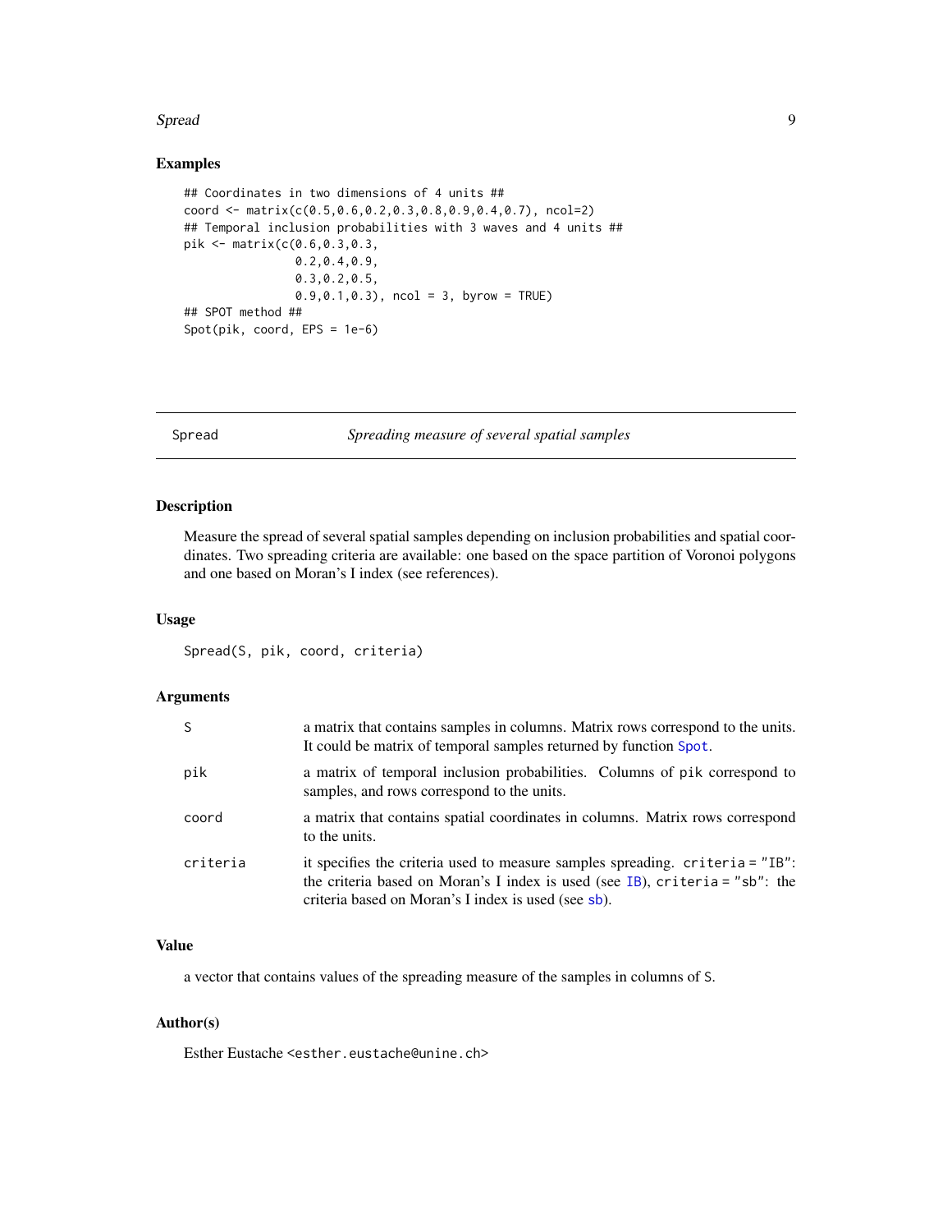## Examples

```
## Coordinates in two dimensions of 4 units ##
coord <- matrix(c(0.5,0.6,0.2,0.3,0.8,0.9,0.4,0.7), ncol=2)
## Temporal inclusion probabilities with 3 waves and 4 units ##
pik <- matrix(c(0.6,0.3,0.3,
                0.2,0.4,0.9,
                0.3,0.2,0.5,
                0.9,0.1,0.3), ncol = 3, byrow = TRUE)
## SPOT method ##
Spot(pik, coord, EPS = 1e-6)
```

---

# Spread — *Spreading measure of several spatial samples*

---

## Description

Measure the spread of several spatial samples depending on inclusion probabilities and spatial coordinates. Two spreading criteria are available: one based on the space partition of Voronoi polygons and one based on Moran's I index (see references).

## Usage

```
Spread(S, pik, coord, criteria)
```

## Arguments

| | |
|---|---|
| `S` | a matrix that contains samples in columns. Matrix rows correspond to the units. It could be matrix of temporal samples returned by function `Spot`. |
| `pik` | a matrix of temporal inclusion probabilities. Columns of `pik` correspond to samples, and rows correspond to the units. |
| `coord` | a matrix that contains spatial coordinates in columns. Matrix rows correspond to the units. |
| `criteria` | it specifies the criteria used to measure samples spreading. `criteria = "IB"`: the criteria based on Moran's I index is used (see `IB`), `criteria = "sb"`: the criteria based on Moran's I index is used (see `sb`). |

## Value

a vector that contains values of the spreading measure of the samples in columns of `S`.

## Author(s)

Esther Eustache <esther.eustache@unine.ch>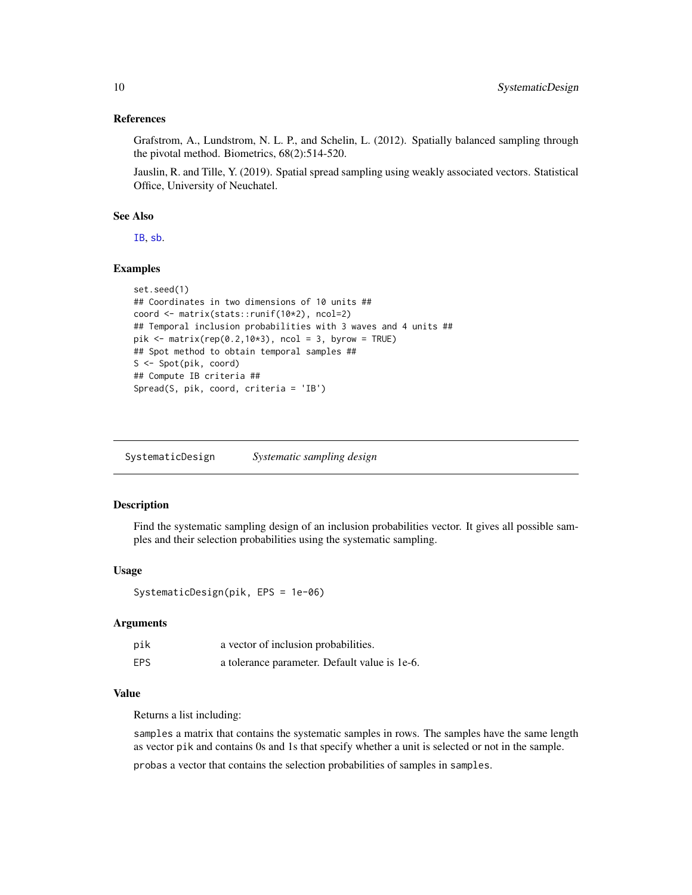### References

Grafstrom, A., Lundstrom, N. L. P., and Schelin, L. (2012). Spatially balanced sampling through the pivotal method. Biometrics, 68(2):514-520.

Jauslin, R. and Tille, Y. (2019). Spatial spread sampling using weakly associated vectors. Statistical Office, University of Neuchatel.

### See Also

IB, sb.

### Examples

```
set.seed(1)
## Coordinates in two dimensions of 10 units ##
coord <- matrix(stats::runif(10*2), ncol=2)
## Temporal inclusion probabilities with 3 waves and 4 units ##
pik <- matrix(rep(0.2,10*3), ncol = 3, byrow = TRUE)
## Spot method to obtain temporal samples ##
S <- Spot(pik, coord)
## Compute IB criteria ##
Spread(S, pik, coord, criteria = 'IB')
```

---

## SystematicDesign *Systematic sampling design*

### Description

Find the systematic sampling design of an inclusion probabilities vector. It gives all possible samples and their selection probabilities using the systematic sampling.

### Usage

```
SystematicDesign(pik, EPS = 1e-06)
```

### Arguments

| | |
|---|---|
| pik | a vector of inclusion probabilities. |
| EPS | a tolerance parameter. Default value is 1e-6. |

### Value

Returns a list including:

samples a matrix that contains the systematic samples in rows. The samples have the same length as vector pik and contains 0s and 1s that specify whether a unit is selected or not in the sample.

probas a vector that contains the selection probabilities of samples in samples.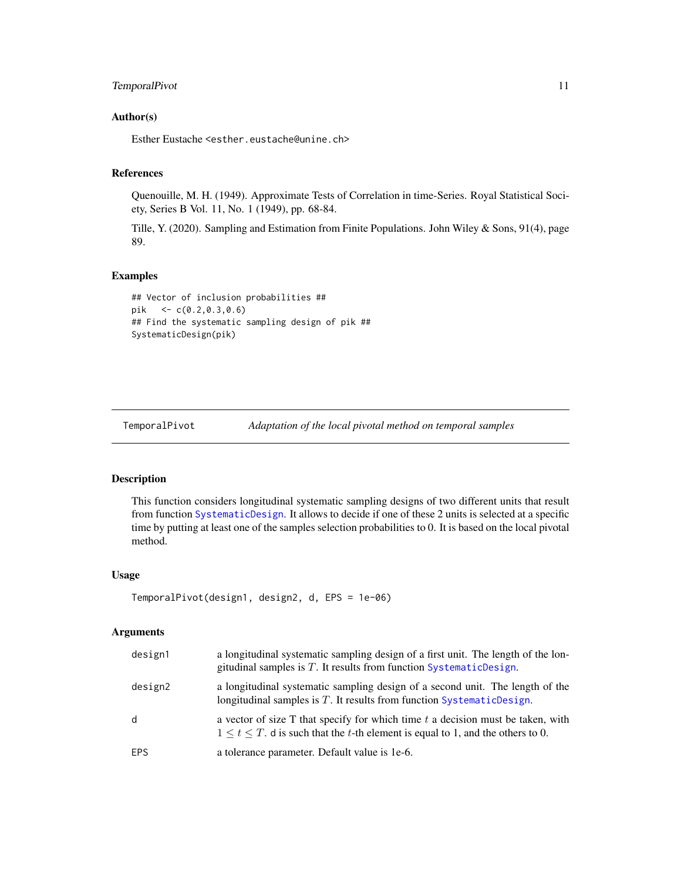### Author(s)

Esther Eustache <esther.eustache@unine.ch>

### References

Quenouille, M. H. (1949). Approximate Tests of Correlation in time-Series. Royal Statistical Society, Series B Vol. 11, No. 1 (1949), pp. 68-84.

Tille, Y. (2020). Sampling and Estimation from Finite Populations. John Wiley & Sons, 91(4), page 89.

### Examples

```
## Vector of inclusion probabilities ##
pik   <- c(0.2,0.3,0.6)
## Find the systematic sampling design of pik ##
SystematicDesign(pik)
```

---

## TemporalPivot — *Adaptation of the local pivotal method on temporal samples*

---

### Description

This function considers longitudinal systematic sampling designs of two different units that result from function SystematicDesign. It allows to decide if one of these 2 units is selected at a specific time by putting at least one of the samples selection probabilities to 0. It is based on the local pivotal method.

### Usage

```
TemporalPivot(design1, design2, d, EPS = 1e-06)
```

### Arguments

| | |
|---|---|
| design1 | a longitudinal systematic sampling design of a first unit. The length of the longitudinal samples is $T$. It results from function SystematicDesign. |
| design2 | a longitudinal systematic sampling design of a second unit. The length of the longitudinal samples is $T$. It results from function SystematicDesign. |
| d | a vector of size T that specify for which time $t$ a decision must be taken, with $1 \leq t \leq T$. d is such that the $t$-th element is equal to 1, and the others to 0. |
| EPS | a tolerance parameter. Default value is 1e-6. |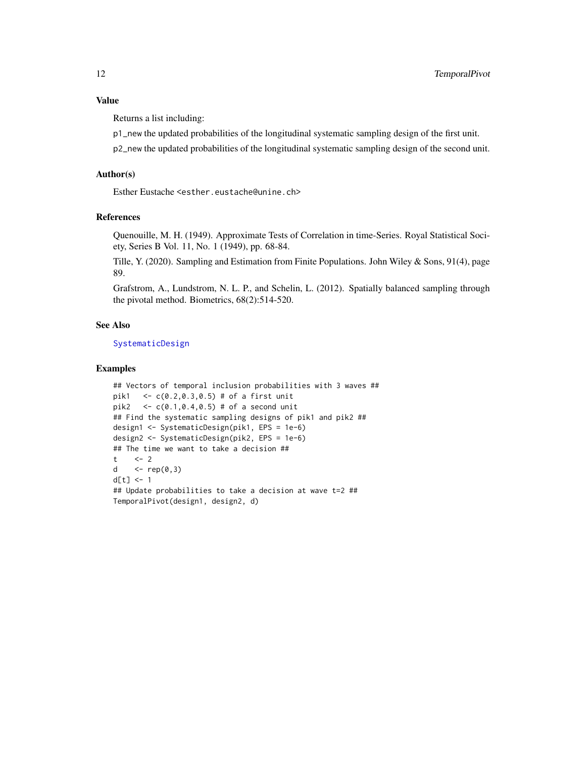## Value

Returns a list including:

p1_new the updated probabilities of the longitudinal systematic sampling design of the first unit.

p2_new the updated probabilities of the longitudinal systematic sampling design of the second unit.

## Author(s)

Esther Eustache <esther.eustache@unine.ch>

## References

Quenouille, M. H. (1949). Approximate Tests of Correlation in time-Series. Royal Statistical Society, Series B Vol. 11, No. 1 (1949), pp. 68-84.

Tille, Y. (2020). Sampling and Estimation from Finite Populations. John Wiley & Sons, 91(4), page 89.

Grafstrom, A., Lundstrom, N. L. P., and Schelin, L. (2012). Spatially balanced sampling through the pivotal method. Biometrics, 68(2):514-520.

## See Also

SystematicDesign

## Examples

```
## Vectors of temporal inclusion probabilities with 3 waves ##
pik1   <- c(0.2,0.3,0.5) # of a first unit
pik2   <- c(0.1,0.4,0.5) # of a second unit
## Find the systematic sampling designs of pik1 and pik2 ##
design1 <- SystematicDesign(pik1, EPS = 1e-6)
design2 <- SystematicDesign(pik2, EPS = 1e-6)
## The time we want to take a decision ##
t    <- 2
d    <- rep(0,3)
d[t] <- 1
## Update probabilities to take a decision at wave t=2 ##
TemporalPivot(design1, design2, d)
```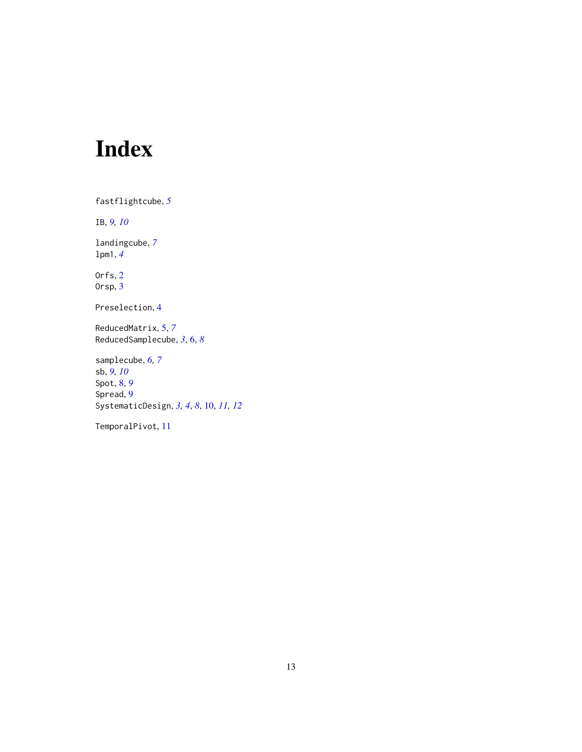# Index

fastflightcube, *5*

IB, *9, 10*

landingcube, *7*
lpm1, *4*

Orfs, 2
Orsp, 3

Preselection, 4

ReducedMatrix, 5, *7*
ReducedSamplecube, *3*, 6, *8*

samplecube, *6, 7*
sb, *9, 10*
Spot, 8, *9*
Spread, 9
SystematicDesign, *3, 4*, *8*, 10, *11, 12*

TemporalPivot, 11